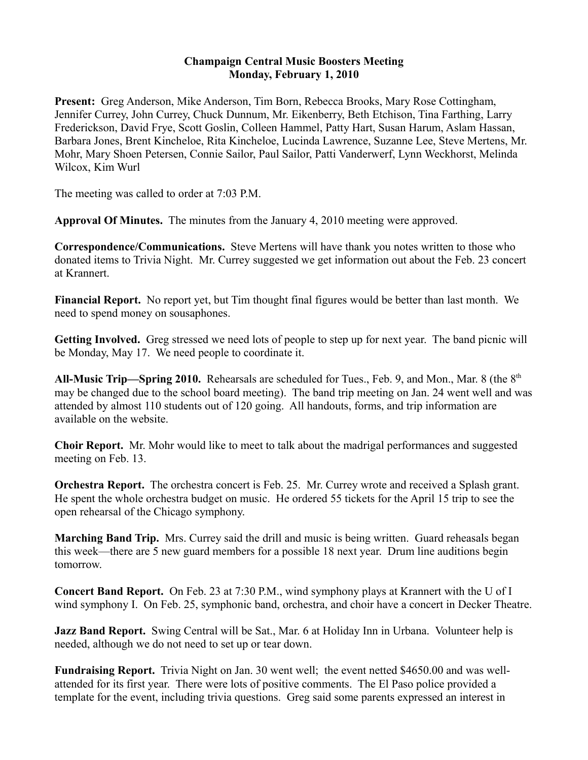**Champaign Central Music Boosters Meeting**
**Monday, February 1, 2010**

**Present:** Greg Anderson, Mike Anderson, Tim Born, Rebecca Brooks, Mary Rose Cottingham, Jennifer Currey, John Currey, Chuck Dunnum, Mr. Eikenberry, Beth Etchison, Tina Farthing, Larry Frederickson, David Frye, Scott Goslin, Colleen Hammel, Patty Hart, Susan Harum, Aslam Hassan, Barbara Jones, Brent Kincheloe, Rita Kincheloe, Lucinda Lawrence, Suzanne Lee, Steve Mertens, Mr. Mohr, Mary Shoen Petersen, Connie Sailor, Paul Sailor, Patti Vanderwerf, Lynn Weckhorst, Melinda Wilcox, Kim Wurl

The meeting was called to order at 7:03 P.M.

**Approval Of Minutes.** The minutes from the January 4, 2010 meeting were approved.

**Correspondence/Communications.** Steve Mertens will have thank you notes written to those who donated items to Trivia Night. Mr. Currey suggested we get information out about the Feb. 23 concert at Krannert.

**Financial Report.** No report yet, but Tim thought final figures would be better than last month. We need to spend money on sousaphones.

**Getting Involved.** Greg stressed we need lots of people to step up for next year. The band picnic will be Monday, May 17. We need people to coordinate it.

**All-Music Trip—Spring 2010.** Rehearsals are scheduled for Tues., Feb. 9, and Mon., Mar. 8 (the 8th may be changed due to the school board meeting). The band trip meeting on Jan. 24 went well and was attended by almost 110 students out of 120 going. All handouts, forms, and trip information are available on the website.

**Choir Report.** Mr. Mohr would like to meet to talk about the madrigal performances and suggested meeting on Feb. 13.

**Orchestra Report.** The orchestra concert is Feb. 25. Mr. Currey wrote and received a Splash grant. He spent the whole orchestra budget on music. He ordered 55 tickets for the April 15 trip to see the open rehearsal of the Chicago symphony.

**Marching Band Trip.** Mrs. Currey said the drill and music is being written. Guard reheasals began this week—there are 5 new guard members for a possible 18 next year. Drum line auditions begin tomorrow.

**Concert Band Report.** On Feb. 23 at 7:30 P.M., wind symphony plays at Krannert with the U of I wind symphony I. On Feb. 25, symphonic band, orchestra, and choir have a concert in Decker Theatre.

**Jazz Band Report.** Swing Central will be Sat., Mar. 6 at Holiday Inn in Urbana. Volunteer help is needed, although we do not need to set up or tear down.

**Fundraising Report.** Trivia Night on Jan. 30 went well; the event netted $4650.00 and was well-attended for its first year. There were lots of positive comments. The El Paso police provided a template for the event, including trivia questions. Greg said some parents expressed an interest in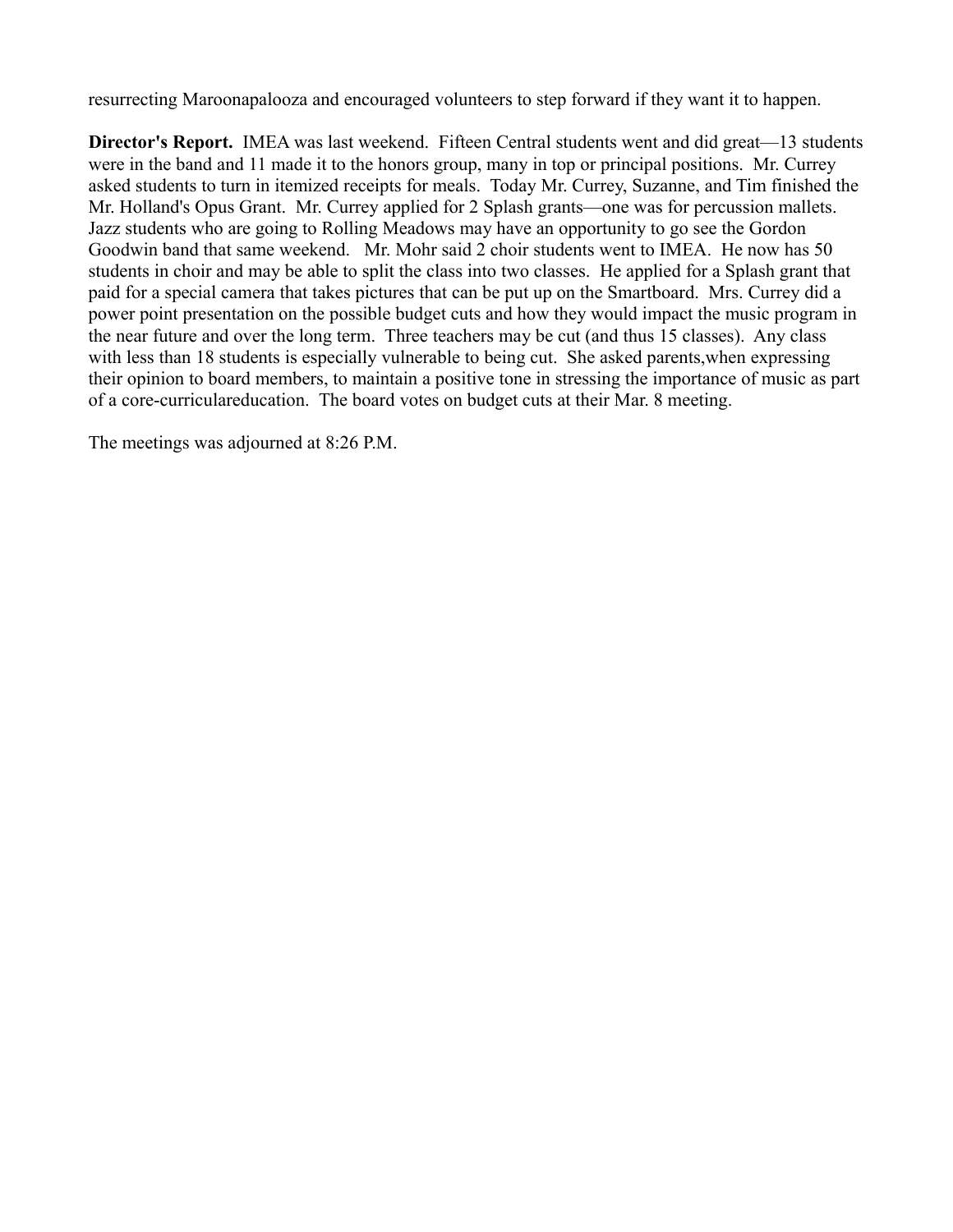resurrecting Maroonapalooza and encouraged volunteers to step forward if they want it to happen.

**Director's Report.** IMEA was last weekend. Fifteen Central students went and did great—13 students were in the band and 11 made it to the honors group, many in top or principal positions. Mr. Currey asked students to turn in itemized receipts for meals. Today Mr. Currey, Suzanne, and Tim finished the Mr. Holland's Opus Grant. Mr. Currey applied for 2 Splash grants—one was for percussion mallets. Jazz students who are going to Rolling Meadows may have an opportunity to go see the Gordon Goodwin band that same weekend. Mr. Mohr said 2 choir students went to IMEA. He now has 50 students in choir and may be able to split the class into two classes. He applied for a Splash grant that paid for a special camera that takes pictures that can be put up on the Smartboard. Mrs. Currey did a power point presentation on the possible budget cuts and how they would impact the music program in the near future and over the long term. Three teachers may be cut (and thus 15 classes). Any class with less than 18 students is especially vulnerable to being cut. She asked parents,when expressing their opinion to board members, to maintain a positive tone in stressing the importance of music as part of a core-curriculareducation. The board votes on budget cuts at their Mar. 8 meeting.

The meetings was adjourned at 8:26 P.M.